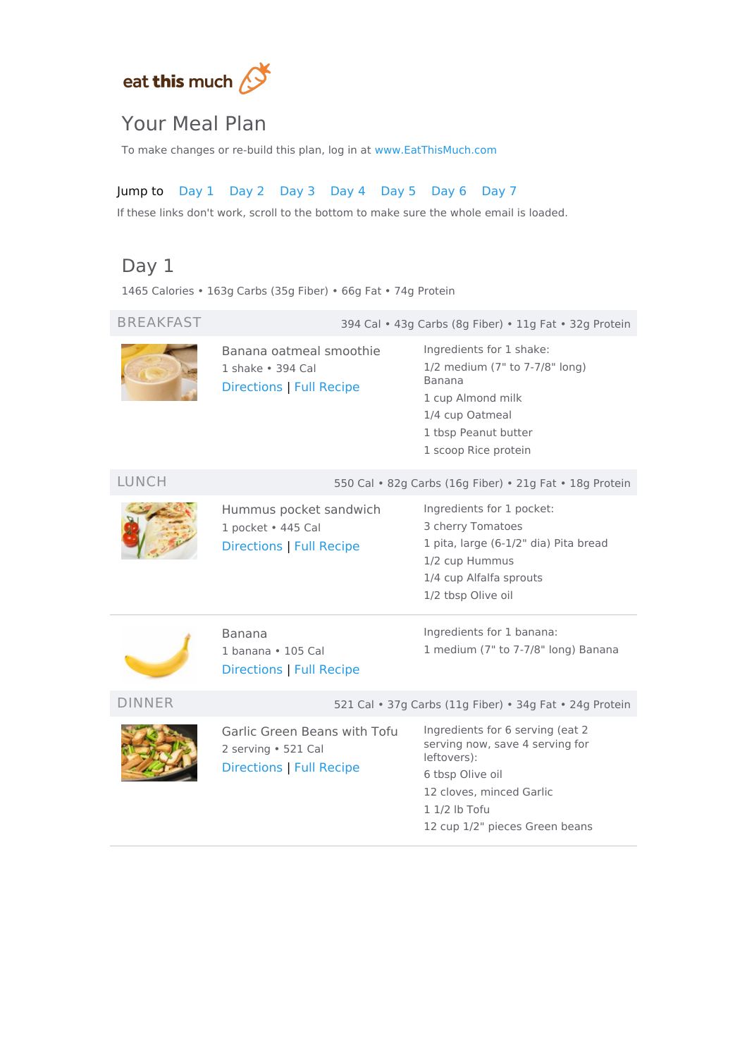eat this much

# Your Meal Plan

To make changes or re-build this plan, log in at www.EatThisMuch.com

Jump to Day 1 Day 2 Day 3 Day 4 Day 5 Day 6 Day 7

If these links don't work, scroll to the bottom to make sure the whole email is loaded.

## Day 1

1465 Calories • 163g Carbs (35g Fiber) • 66g Fat • 74g Protein

### BREAKFAST

394 Cal • 43g Carbs (8g Fiber) • 11g Fat • 32g Protein

**Banana oatmeal smoothie**

1 shake • 394 Cal

Directions | Full Recipe

Ingredients for 1 shake:

- 1/2 medium (7" to 7-7/8" long) Banana
- 1 cup Almond milk
- 1/4 cup Oatmeal
- 1 tbsp Peanut butter
- 1 scoop Rice protein

### LUNCH

550 Cal • 82g Carbs (16g Fiber) • 21g Fat • 18g Protein

**Hummus pocket sandwich**

1 pocket • 445 Cal

Directions | Full Recipe

Ingredients for 1 pocket:

- 3 cherry Tomatoes
- 1 pita, large (6-1/2" dia) Pita bread
- 1/2 cup Hummus
- 1/4 cup Alfalfa sprouts
- 1/2 tbsp Olive oil

**Banana**

1 banana • 105 Cal

Directions | Full Recipe

Ingredients for 1 banana:

- 1 medium (7" to 7-7/8" long) Banana

### DINNER

521 Cal • 37g Carbs (11g Fiber) • 34g Fat • 24g Protein

**Garlic Green Beans with Tofu**

2 serving • 521 Cal

Directions | Full Recipe

Ingredients for 6 serving (eat 2 serving now, save 4 serving for leftovers):

- 6 tbsp Olive oil
- 12 cloves, minced Garlic
- 1 1/2 lb Tofu
- 12 cup 1/2" pieces Green beans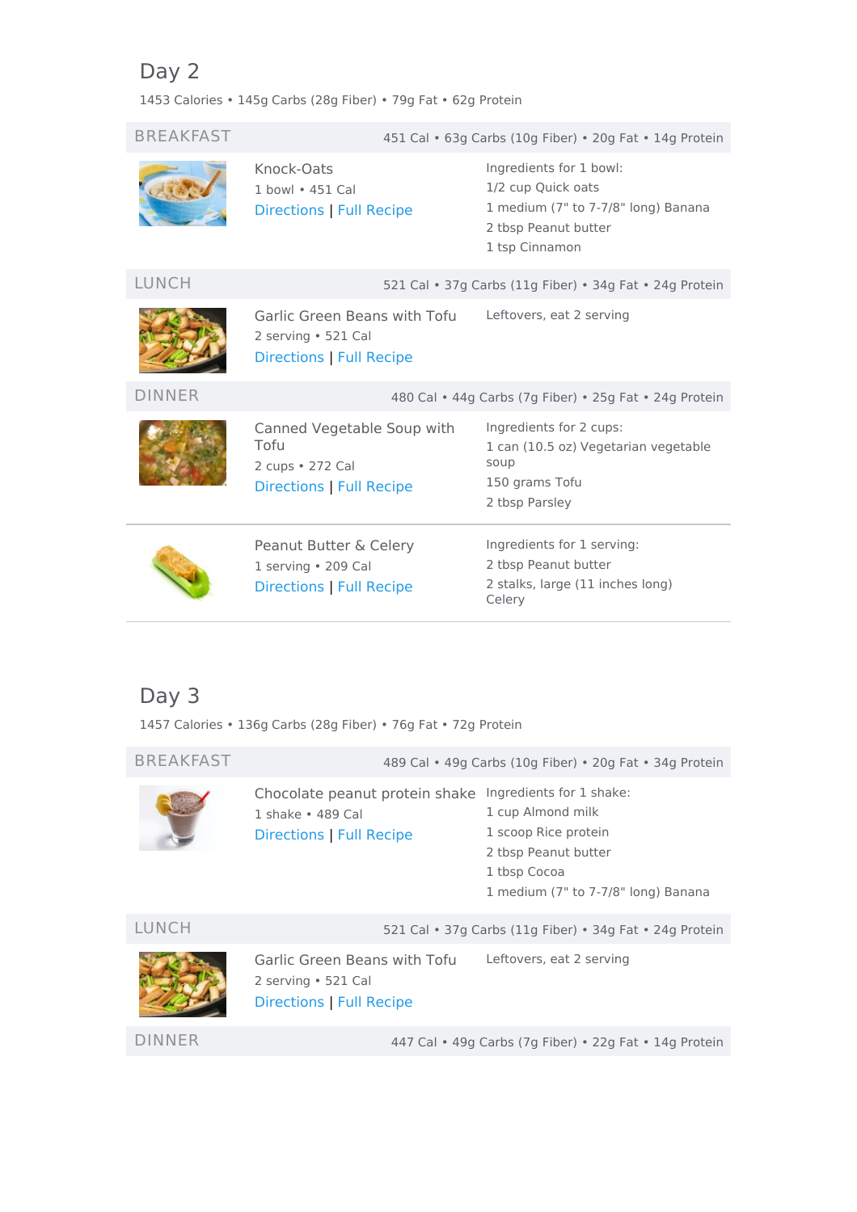## Day 2

1453 Calories • 145g Carbs (28g Fiber) • 79g Fat • 62g Protein

### BREAKFAST

451 Cal • 63g Carbs (10g Fiber) • 20g Fat • 14g Protein

**Knock-Oats**
1 bowl • 451 Cal
Directions | Full Recipe

Ingredients for 1 bowl:
- 1/2 cup Quick oats
- 1 medium (7" to 7-7/8" long) Banana
- 2 tbsp Peanut butter
- 1 tsp Cinnamon

### LUNCH

521 Cal • 37g Carbs (11g Fiber) • 34g Fat • 24g Protein

**Garlic Green Beans with Tofu**
2 serving • 521 Cal
Directions | Full Recipe

Leftovers, eat 2 serving

### DINNER

480 Cal • 44g Carbs (7g Fiber) • 25g Fat • 24g Protein

**Canned Vegetable Soup with Tofu**
2 cups • 272 Cal
Directions | Full Recipe

Ingredients for 2 cups:
- 1 can (10.5 oz) Vegetarian vegetable soup
- 150 grams Tofu
- 2 tbsp Parsley

**Peanut Butter & Celery**
1 serving • 209 Cal
Directions | Full Recipe

Ingredients for 1 serving:
- 2 tbsp Peanut butter
- 2 stalks, large (11 inches long) Celery

## Day 3

1457 Calories • 136g Carbs (28g Fiber) • 76g Fat • 72g Protein

### BREAKFAST

489 Cal • 49g Carbs (10g Fiber) • 20g Fat • 34g Protein

**Chocolate peanut protein shake**
1 shake • 489 Cal
Directions | Full Recipe

Ingredients for 1 shake:
- 1 cup Almond milk
- 1 scoop Rice protein
- 2 tbsp Peanut butter
- 1 tbsp Cocoa
- 1 medium (7" to 7-7/8" long) Banana

### LUNCH

521 Cal • 37g Carbs (11g Fiber) • 34g Fat • 24g Protein

**Garlic Green Beans with Tofu**
2 serving • 521 Cal
Directions | Full Recipe

Leftovers, eat 2 serving

### DINNER

447 Cal • 49g Carbs (7g Fiber) • 22g Fat • 14g Protein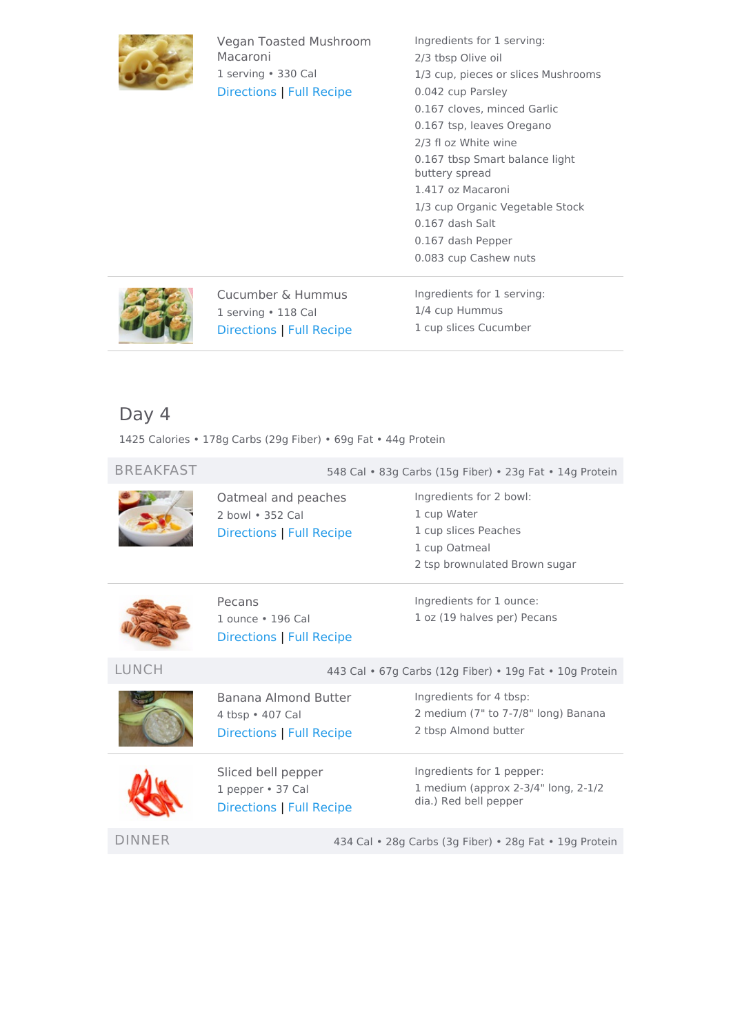### Vegan Toasted Mushroom Macaroni

1 serving • 330 Cal

Directions | Full Recipe

Ingredients for 1 serving:

- 2/3 tbsp Olive oil
- 1/3 cup, pieces or slices Mushrooms
- 0.042 cup Parsley
- 0.167 cloves, minced Garlic
- 0.167 tsp, leaves Oregano
- 2/3 fl oz White wine
- 0.167 tbsp Smart balance light buttery spread
- 1.417 oz Macaroni
- 1/3 cup Organic Vegetable Stock
- 0.167 dash Salt
- 0.167 dash Pepper
- 0.083 cup Cashew nuts

---

### Cucumber & Hummus

1 serving • 118 Cal

Directions | Full Recipe

Ingredients for 1 serving:

- 1/4 cup Hummus
- 1 cup slices Cucumber

---

## Day 4

1425 Calories • 178g Carbs (29g Fiber) • 69g Fat • 44g Protein

## BREAKFAST

548 Cal • 83g Carbs (15g Fiber) • 23g Fat • 14g Protein

### Oatmeal and peaches

2 bowl • 352 Cal

Directions | Full Recipe

Ingredients for 2 bowl:

- 1 cup Water
- 1 cup slices Peaches
- 1 cup Oatmeal
- 2 tsp brownulated Brown sugar

---

### Pecans

1 ounce • 196 Cal

Directions | Full Recipe

Ingredients for 1 ounce:

- 1 oz (19 halves per) Pecans

## LUNCH

443 Cal • 67g Carbs (12g Fiber) • 19g Fat • 10g Protein

### Banana Almond Butter

4 tbsp • 407 Cal

Directions | Full Recipe

Ingredients for 4 tbsp:

- 2 medium (7" to 7-7/8" long) Banana
- 2 tbsp Almond butter

---

### Sliced bell pepper

1 pepper • 37 Cal

Directions | Full Recipe

Ingredients for 1 pepper:

- 1 medium (approx 2-3/4" long, 2-1/2 dia.) Red bell pepper

## DINNER

434 Cal • 28g Carbs (3g Fiber) • 28g Fat • 19g Protein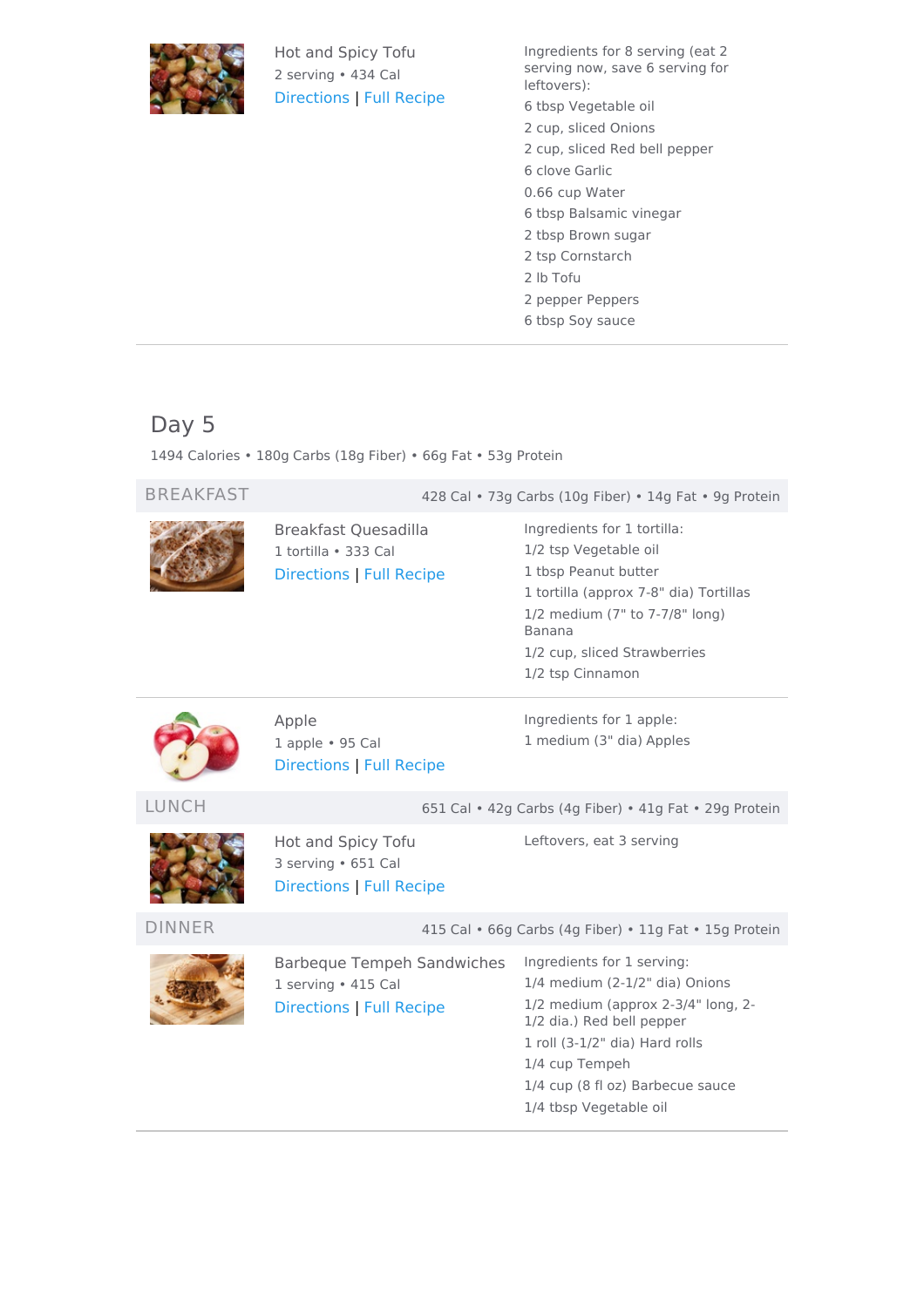### Hot and Spicy Tofu

2 serving • 434 Cal

Directions | Full Recipe

Ingredients for 8 serving (eat 2 serving now, save 6 serving for leftovers):

- 6 tbsp Vegetable oil
- 2 cup, sliced Onions
- 2 cup, sliced Red bell pepper
- 6 clove Garlic
- 0.66 cup Water
- 6 tbsp Balsamic vinegar
- 2 tbsp Brown sugar
- 2 tsp Cornstarch
- 2 lb Tofu
- 2 pepper Peppers
- 6 tbsp Soy sauce

---

# Day 5

1494 Calories • 180g Carbs (18g Fiber) • 66g Fat • 53g Protein

## BREAKFAST

428 Cal • 73g Carbs (10g Fiber) • 14g Fat • 9g Protein

### Breakfast Quesadilla

1 tortilla • 333 Cal

Directions | Full Recipe

Ingredients for 1 tortilla:

- 1/2 tsp Vegetable oil
- 1 tbsp Peanut butter
- 1 tortilla (approx 7-8" dia) Tortillas
- 1/2 medium (7" to 7-7/8" long) Banana
- 1/2 cup, sliced Strawberries
- 1/2 tsp Cinnamon

---

### Apple

1 apple • 95 Cal

Directions | Full Recipe

Ingredients for 1 apple:

- 1 medium (3" dia) Apples

## LUNCH

651 Cal • 42g Carbs (4g Fiber) • 41g Fat • 29g Protein

### Hot and Spicy Tofu

3 serving • 651 Cal

Directions | Full Recipe

Leftovers, eat 3 serving

## DINNER

415 Cal • 66g Carbs (4g Fiber) • 11g Fat • 15g Protein

### Barbeque Tempeh Sandwiches

1 serving • 415 Cal

Directions | Full Recipe

Ingredients for 1 serving:

- 1/4 medium (2-1/2" dia) Onions
- 1/2 medium (approx 2-3/4" long, 2-1/2 dia.) Red bell pepper
- 1 roll (3-1/2" dia) Hard rolls
- 1/4 cup Tempeh
- 1/4 cup (8 fl oz) Barbecue sauce
- 1/4 tbsp Vegetable oil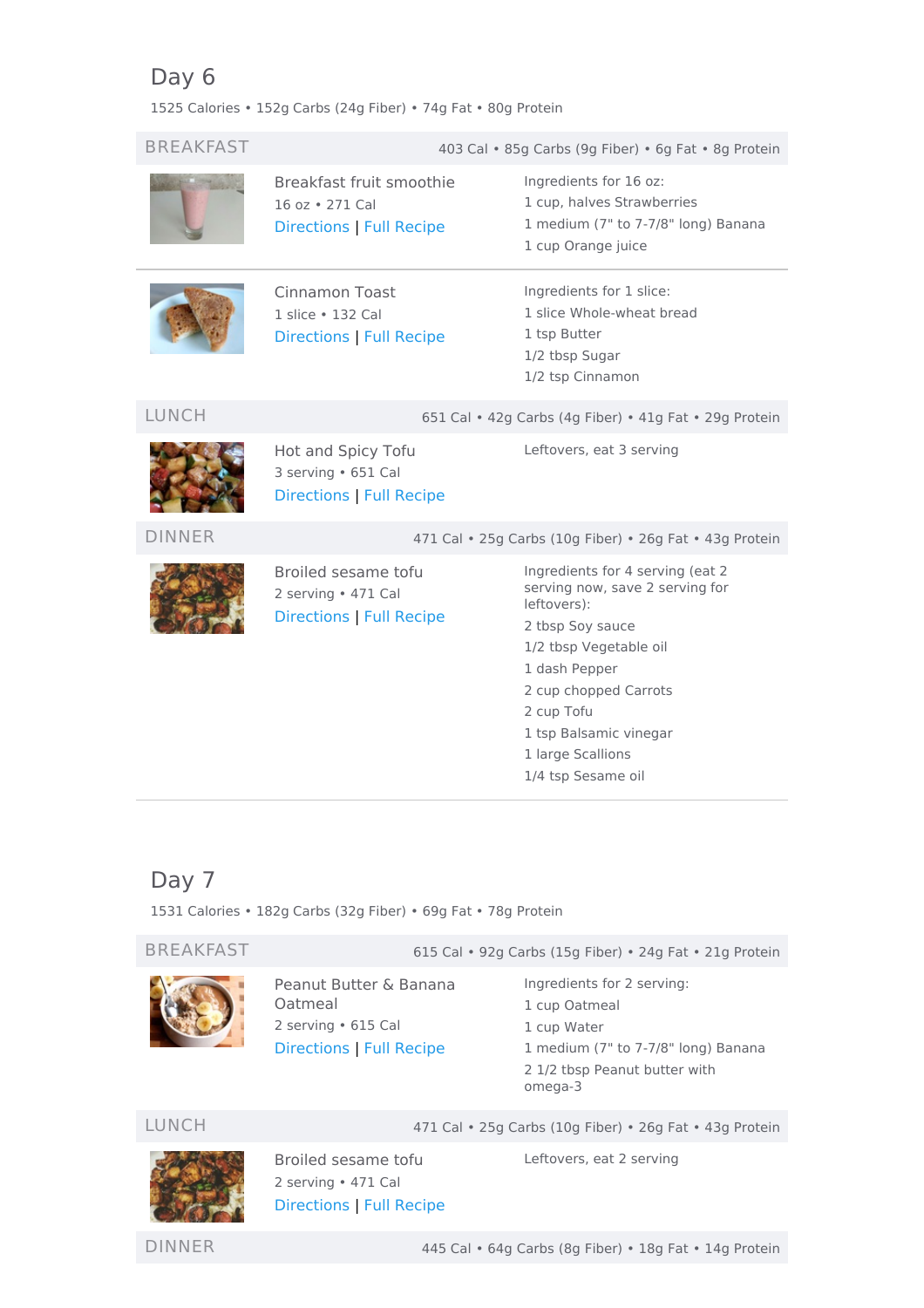## Day 6

1525 Calories • 152g Carbs (24g Fiber) • 74g Fat • 80g Protein

### BREAKFAST

403 Cal • 85g Carbs (9g Fiber) • 6g Fat • 8g Protein

**Breakfast fruit smoothie**
16 oz • 271 Cal
Directions | Full Recipe

Ingredients for 16 oz:
- 1 cup, halves Strawberries
- 1 medium (7" to 7-7/8" long) Banana
- 1 cup Orange juice

**Cinnamon Toast**
1 slice • 132 Cal
Directions | Full Recipe

Ingredients for 1 slice:
- 1 slice Whole-wheat bread
- 1 tsp Butter
- 1/2 tbsp Sugar
- 1/2 tsp Cinnamon

### LUNCH

651 Cal • 42g Carbs (4g Fiber) • 41g Fat • 29g Protein

**Hot and Spicy Tofu**
3 serving • 651 Cal
Directions | Full Recipe

Leftovers, eat 3 serving

### DINNER

471 Cal • 25g Carbs (10g Fiber) • 26g Fat • 43g Protein

**Broiled sesame tofu**
2 serving • 471 Cal
Directions | Full Recipe

Ingredients for 4 serving (eat 2 serving now, save 2 serving for leftovers):
- 2 tbsp Soy sauce
- 1/2 tbsp Vegetable oil
- 1 dash Pepper
- 2 cup chopped Carrots
- 2 cup Tofu
- 1 tsp Balsamic vinegar
- 1 large Scallions
- 1/4 tsp Sesame oil

## Day 7

1531 Calories • 182g Carbs (32g Fiber) • 69g Fat • 78g Protein

### BREAKFAST

615 Cal • 92g Carbs (15g Fiber) • 24g Fat • 21g Protein

**Peanut Butter & Banana Oatmeal**
2 serving • 615 Cal
Directions | Full Recipe

Ingredients for 2 serving:
- 1 cup Oatmeal
- 1 cup Water
- 1 medium (7" to 7-7/8" long) Banana
- 2 1/2 tbsp Peanut butter with omega-3

### LUNCH

471 Cal • 25g Carbs (10g Fiber) • 26g Fat • 43g Protein

**Broiled sesame tofu**
2 serving • 471 Cal
Directions | Full Recipe

Leftovers, eat 2 serving

### DINNER

445 Cal • 64g Carbs (8g Fiber) • 18g Fat • 14g Protein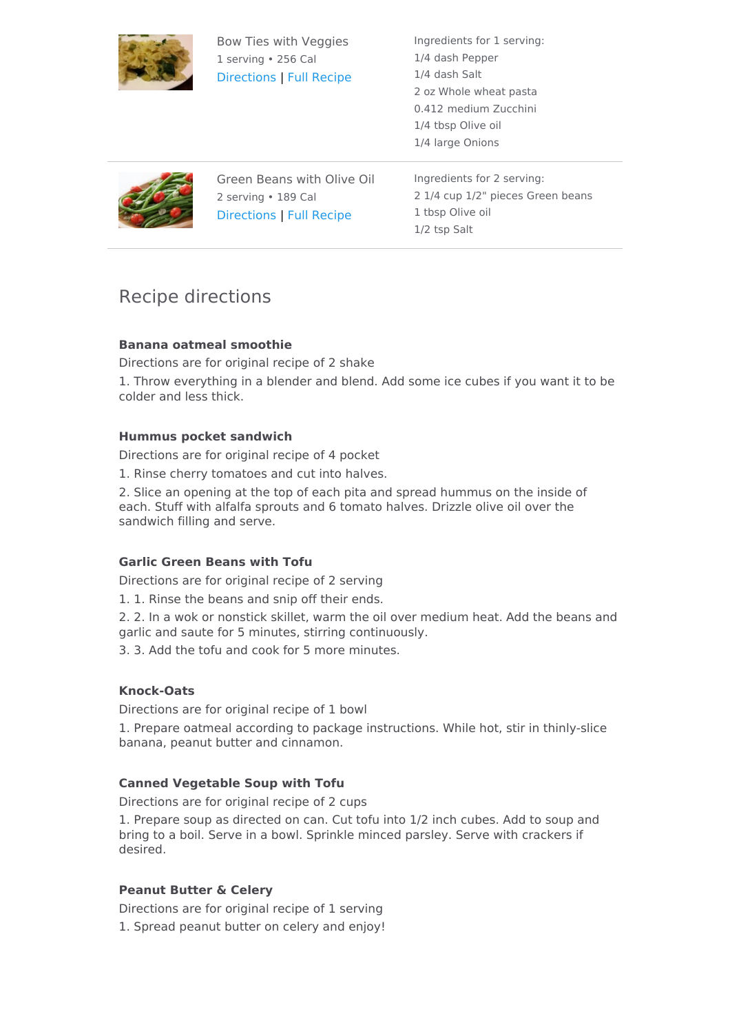Bow Ties with Veggies
1 serving • 256 Cal
Directions | Full Recipe

Ingredients for 1 serving:
1/4 dash Pepper
1/4 dash Salt
2 oz Whole wheat pasta
0.412 medium Zucchini
1/4 tbsp Olive oil
1/4 large Onions

---

Green Beans with Olive Oil
2 serving • 189 Cal
Directions | Full Recipe

Ingredients for 2 serving:
2 1/4 cup 1/2" pieces Green beans
1 tbsp Olive oil
1/2 tsp Salt

---

## Recipe directions

**Banana oatmeal smoothie**

Directions are for original recipe of 2 shake

1. Throw everything in a blender and blend. Add some ice cubes if you want it to be colder and less thick.

**Hummus pocket sandwich**

Directions are for original recipe of 4 pocket

1. Rinse cherry tomatoes and cut into halves.
2. Slice an opening at the top of each pita and spread hummus on the inside of each. Stuff with alfalfa sprouts and 6 tomato halves. Drizzle olive oil over the sandwich filling and serve.

**Garlic Green Beans with Tofu**

Directions are for original recipe of 2 serving

1. 1. Rinse the beans and snip off their ends.
2. 2. In a wok or nonstick skillet, warm the oil over medium heat. Add the beans and garlic and saute for 5 minutes, stirring continuously.
3. 3. Add the tofu and cook for 5 more minutes.

**Knock-Oats**

Directions are for original recipe of 1 bowl

1. Prepare oatmeal according to package instructions. While hot, stir in thinly-slice banana, peanut butter and cinnamon.

**Canned Vegetable Soup with Tofu**

Directions are for original recipe of 2 cups

1. Prepare soup as directed on can. Cut tofu into 1/2 inch cubes. Add to soup and bring to a boil. Serve in a bowl. Sprinkle minced parsley. Serve with crackers if desired.

**Peanut Butter & Celery**

Directions are for original recipe of 1 serving

1. Spread peanut butter on celery and enjoy!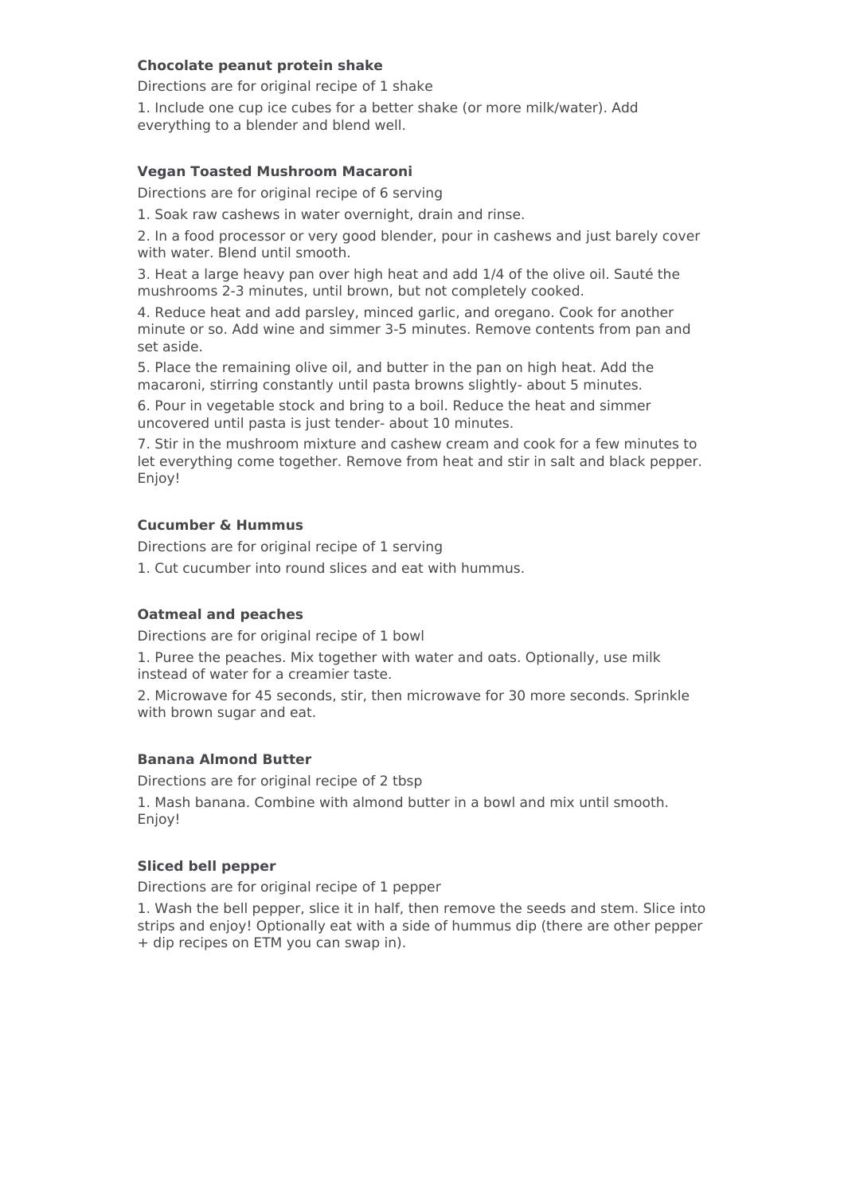**Chocolate peanut protein shake**

Directions are for original recipe of 1 shake

1. Include one cup ice cubes for a better shake (or more milk/water). Add everything to a blender and blend well.

**Vegan Toasted Mushroom Macaroni**

Directions are for original recipe of 6 serving

1. Soak raw cashews in water overnight, drain and rinse.
2. In a food processor or very good blender, pour in cashews and just barely cover with water. Blend until smooth.
3. Heat a large heavy pan over high heat and add 1/4 of the olive oil. Sauté the mushrooms 2-3 minutes, until brown, but not completely cooked.
4. Reduce heat and add parsley, minced garlic, and oregano. Cook for another minute or so. Add wine and simmer 3-5 minutes. Remove contents from pan and set aside.
5. Place the remaining olive oil, and butter in the pan on high heat. Add the macaroni, stirring constantly until pasta browns slightly- about 5 minutes.
6. Pour in vegetable stock and bring to a boil. Reduce the heat and simmer uncovered until pasta is just tender- about 10 minutes.
7. Stir in the mushroom mixture and cashew cream and cook for a few minutes to let everything come together. Remove from heat and stir in salt and black pepper. Enjoy!

**Cucumber & Hummus**

Directions are for original recipe of 1 serving

1. Cut cucumber into round slices and eat with hummus.

**Oatmeal and peaches**

Directions are for original recipe of 1 bowl

1. Puree the peaches. Mix together with water and oats. Optionally, use milk instead of water for a creamier taste.
2. Microwave for 45 seconds, stir, then microwave for 30 more seconds. Sprinkle with brown sugar and eat.

**Banana Almond Butter**

Directions are for original recipe of 2 tbsp

1. Mash banana. Combine with almond butter in a bowl and mix until smooth. Enjoy!

**Sliced bell pepper**

Directions are for original recipe of 1 pepper

1. Wash the bell pepper, slice it in half, then remove the seeds and stem. Slice into strips and enjoy! Optionally eat with a side of hummus dip (there are other pepper + dip recipes on ETM you can swap in).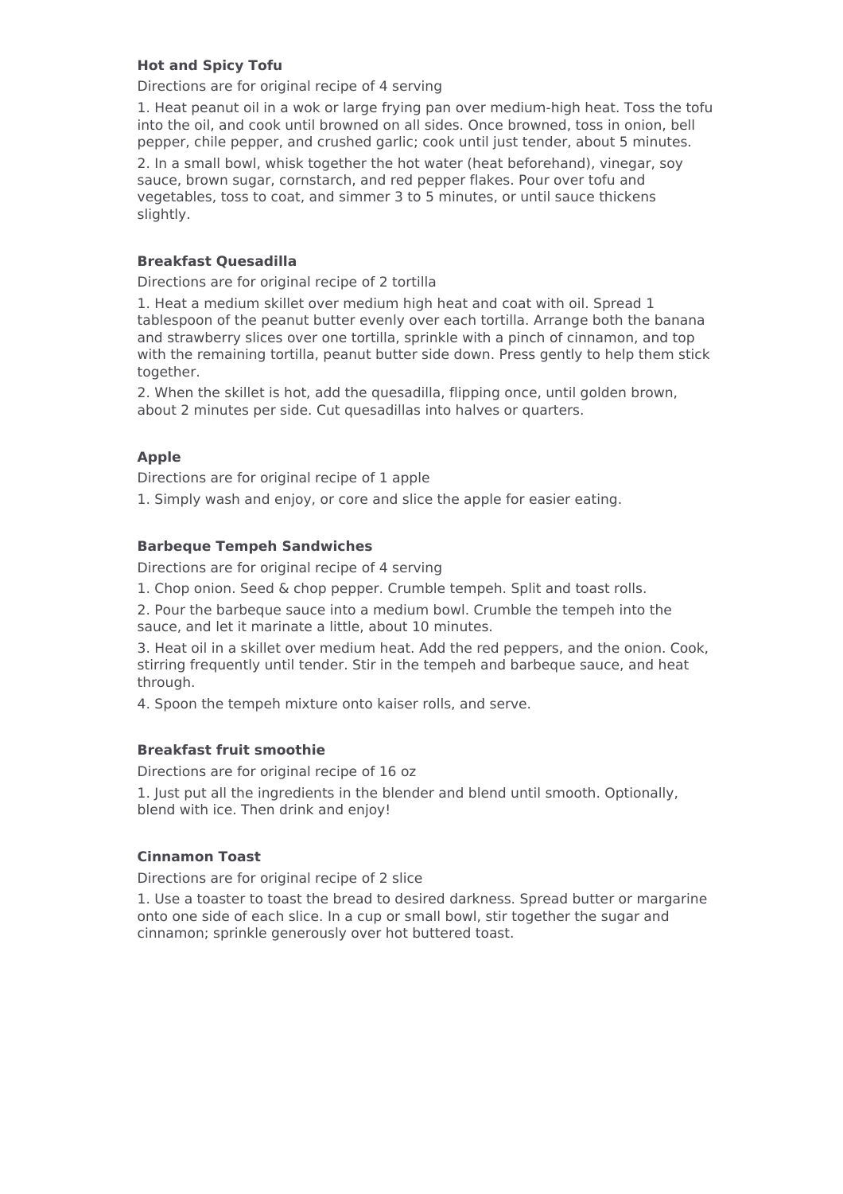**Hot and Spicy Tofu**

Directions are for original recipe of 4 serving

1. Heat peanut oil in a wok or large frying pan over medium-high heat. Toss the tofu into the oil, and cook until browned on all sides. Once browned, toss in onion, bell pepper, chile pepper, and crushed garlic; cook until just tender, about 5 minutes.
2. In a small bowl, whisk together the hot water (heat beforehand), vinegar, soy sauce, brown sugar, cornstarch, and red pepper flakes. Pour over tofu and vegetables, toss to coat, and simmer 3 to 5 minutes, or until sauce thickens slightly.

**Breakfast Quesadilla**

Directions are for original recipe of 2 tortilla

1. Heat a medium skillet over medium high heat and coat with oil. Spread 1 tablespoon of the peanut butter evenly over each tortilla. Arrange both the banana and strawberry slices over one tortilla, sprinkle with a pinch of cinnamon, and top with the remaining tortilla, peanut butter side down. Press gently to help them stick together.
2. When the skillet is hot, add the quesadilla, flipping once, until golden brown, about 2 minutes per side. Cut quesadillas into halves or quarters.

**Apple**

Directions are for original recipe of 1 apple

1. Simply wash and enjoy, or core and slice the apple for easier eating.

**Barbeque Tempeh Sandwiches**

Directions are for original recipe of 4 serving

1. Chop onion. Seed & chop pepper. Crumble tempeh. Split and toast rolls.
2. Pour the barbeque sauce into a medium bowl. Crumble the tempeh into the sauce, and let it marinate a little, about 10 minutes.
3. Heat oil in a skillet over medium heat. Add the red peppers, and the onion. Cook, stirring frequently until tender. Stir in the tempeh and barbeque sauce, and heat through.
4. Spoon the tempeh mixture onto kaiser rolls, and serve.

**Breakfast fruit smoothie**

Directions are for original recipe of 16 oz

1. Just put all the ingredients in the blender and blend until smooth. Optionally, blend with ice. Then drink and enjoy!

**Cinnamon Toast**

Directions are for original recipe of 2 slice

1. Use a toaster to toast the bread to desired darkness. Spread butter or margarine onto one side of each slice. In a cup or small bowl, stir together the sugar and cinnamon; sprinkle generously over hot buttered toast.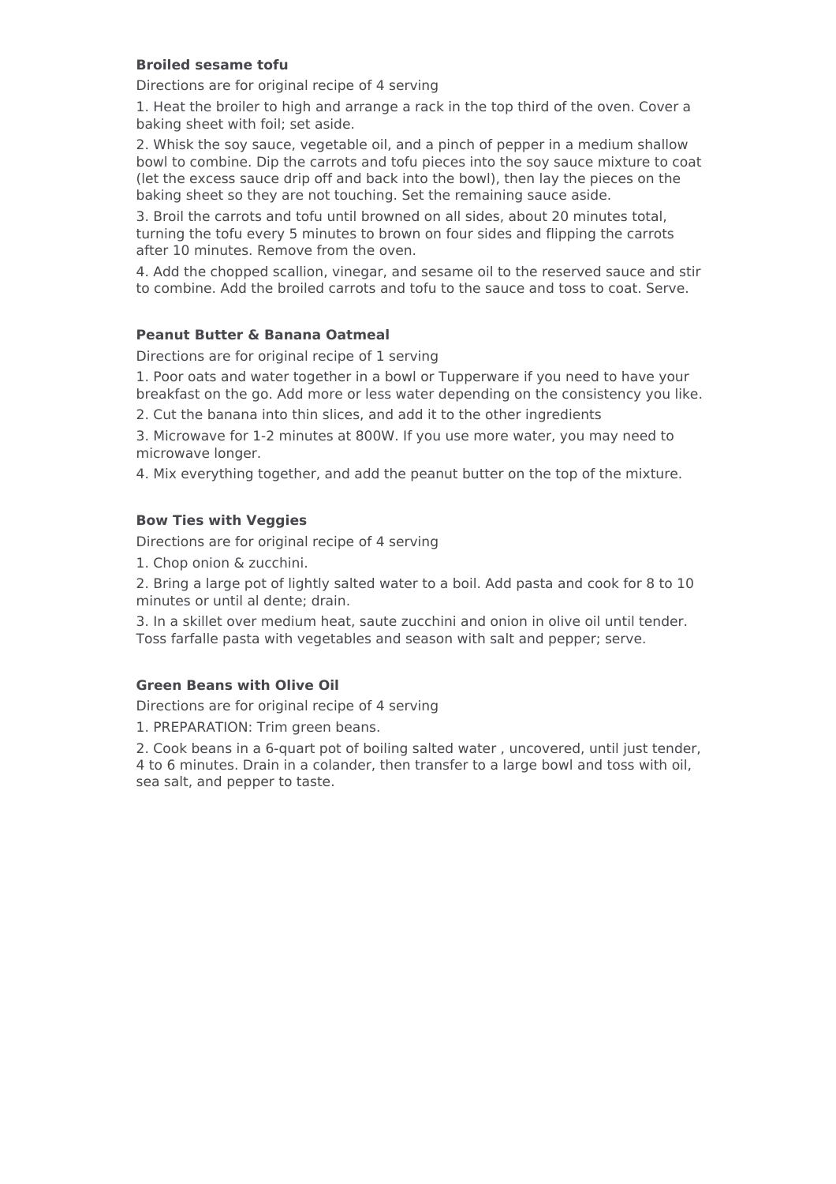**Broiled sesame tofu**

Directions are for original recipe of 4 serving

1. Heat the broiler to high and arrange a rack in the top third of the oven. Cover a baking sheet with foil; set aside.
2. Whisk the soy sauce, vegetable oil, and a pinch of pepper in a medium shallow bowl to combine. Dip the carrots and tofu pieces into the soy sauce mixture to coat (let the excess sauce drip off and back into the bowl), then lay the pieces on the baking sheet so they are not touching. Set the remaining sauce aside.
3. Broil the carrots and tofu until browned on all sides, about 20 minutes total, turning the tofu every 5 minutes to brown on four sides and flipping the carrots after 10 minutes. Remove from the oven.
4. Add the chopped scallion, vinegar, and sesame oil to the reserved sauce and stir to combine. Add the broiled carrots and tofu to the sauce and toss to coat. Serve.

**Peanut Butter & Banana Oatmeal**

Directions are for original recipe of 1 serving

1. Poor oats and water together in a bowl or Tupperware if you need to have your breakfast on the go. Add more or less water depending on the consistency you like.
2. Cut the banana into thin slices, and add it to the other ingredients
3. Microwave for 1-2 minutes at 800W. If you use more water, you may need to microwave longer.
4. Mix everything together, and add the peanut butter on the top of the mixture.

**Bow Ties with Veggies**

Directions are for original recipe of 4 serving

1. Chop onion & zucchini.
2. Bring a large pot of lightly salted water to a boil. Add pasta and cook for 8 to 10 minutes or until al dente; drain.
3. In a skillet over medium heat, saute zucchini and onion in olive oil until tender. Toss farfalle pasta with vegetables and season with salt and pepper; serve.

**Green Beans with Olive Oil**

Directions are for original recipe of 4 serving

1. PREPARATION: Trim green beans.
2. Cook beans in a 6-quart pot of boiling salted water , uncovered, until just tender, 4 to 6 minutes. Drain in a colander, then transfer to a large bowl and toss with oil, sea salt, and pepper to taste.